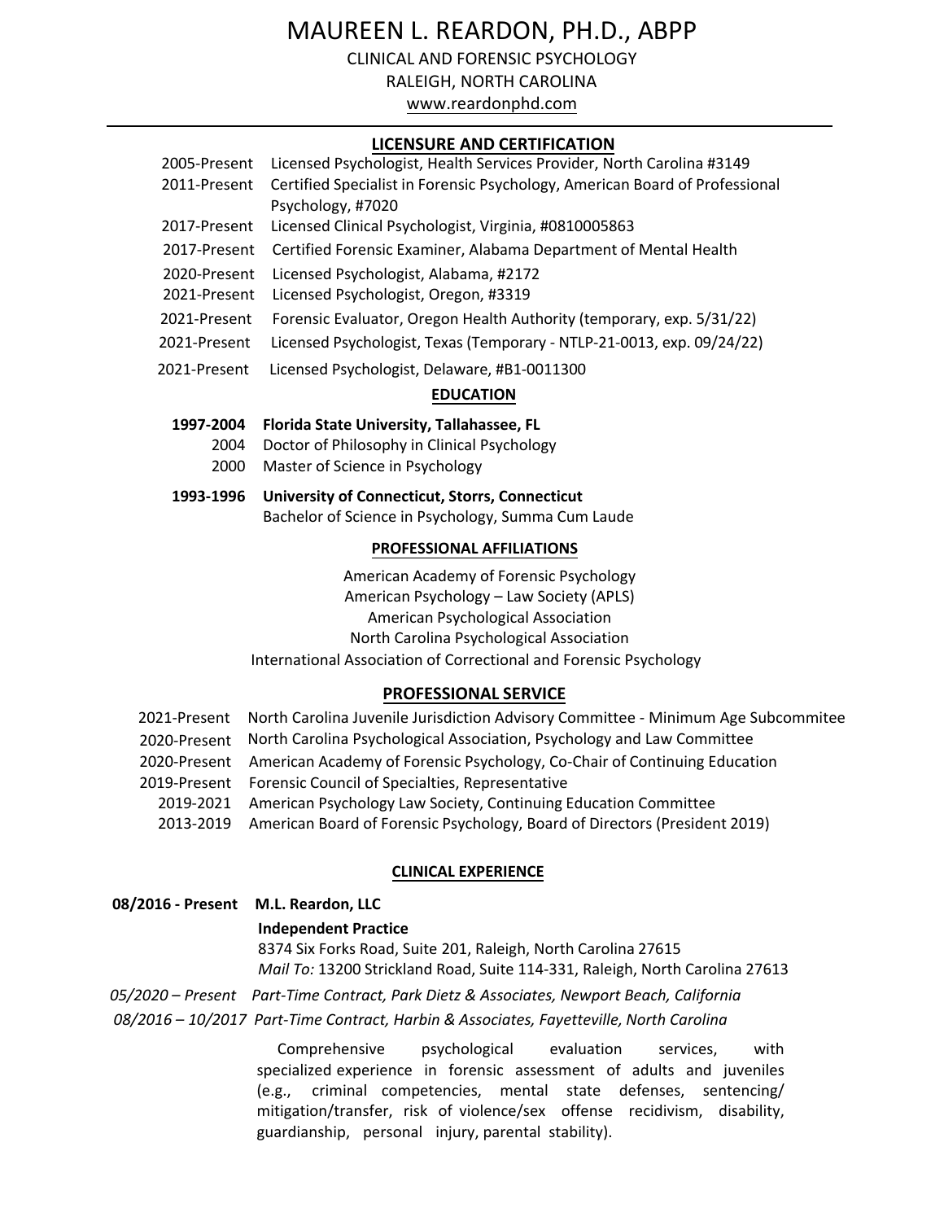# MAUREEN L. REARDON, PH.D., ABPP

CLINICAL AND FORENSIC PSYCHOLOGY

RALEIGH, NORTH CAROLINA

www.reardonphd.com

---

## LICENSURE AND CERTIFICATION

| | |
|---|---|
| 2005-Present | Licensed Psychologist, Health Services Provider, North Carolina #3149 |
| 2011-Present | Certified Specialist in Forensic Psychology, American Board of Professional Psychology, #7020 |
| 2017-Present | Licensed Clinical Psychologist, Virginia, #0810005863 |
| 2017-Present | Certified Forensic Examiner, Alabama Department of Mental Health |
| 2020-Present | Licensed Psychologist, Alabama, #2172 |
| 2021-Present | Licensed Psychologist, Oregon, #3319 |
| 2021-Present | Forensic Evaluator, Oregon Health Authority (temporary, exp. 5/31/22) |
| 2021-Present | Licensed Psychologist, Texas (Temporary - NTLP-21-0013, exp. 09/24/22) |
| 2021-Present | Licensed Psychologist, Delaware, #B1-0011300 |

## EDUCATION

**1997-2004 Florida State University, Tallahassee, FL**

2004 Doctor of Philosophy in Clinical Psychology

2000 Master of Science in Psychology

**1993-1996 University of Connecticut, Storrs, Connecticut**

Bachelor of Science in Psychology, Summa Cum Laude

## PROFESSIONAL AFFILIATIONS

American Academy of Forensic Psychology

American Psychology – Law Society (APLS)

American Psychological Association

North Carolina Psychological Association

International Association of Correctional and Forensic Psychology

## PROFESSIONAL SERVICE

| | |
|---|---|
| 2021-Present | North Carolina Juvenile Jurisdiction Advisory Committee - Minimum Age Subcommitee |
| 2020-Present | North Carolina Psychological Association, Psychology and Law Committee |
| 2020-Present | American Academy of Forensic Psychology, Co-Chair of Continuing Education |
| 2019-Present | Forensic Council of Specialties, Representative |
| 2019-2021 | American Psychology Law Society, Continuing Education Committee |
| 2013-2019 | American Board of Forensic Psychology, Board of Directors (President 2019) |

## CLINICAL EXPERIENCE

**08/2016 - Present M.L. Reardon, LLC**

**Independent Practice**

8374 Six Forks Road, Suite 201, Raleigh, North Carolina 27615

*Mail To:* 13200 Strickland Road, Suite 114-331, Raleigh, North Carolina 27613

*05/2020 – Present Part-Time Contract, Park Dietz & Associates, Newport Beach, California*

*08/2016 – 10/2017 Part-Time Contract, Harbin & Associates, Fayetteville, North Carolina*

Comprehensive psychological evaluation services, with specialized experience in forensic assessment of adults and juveniles (e.g., criminal competencies, mental state defenses, sentencing/ mitigation/transfer, risk of violence/sex offense recidivism, disability, guardianship, personal injury, parental stability).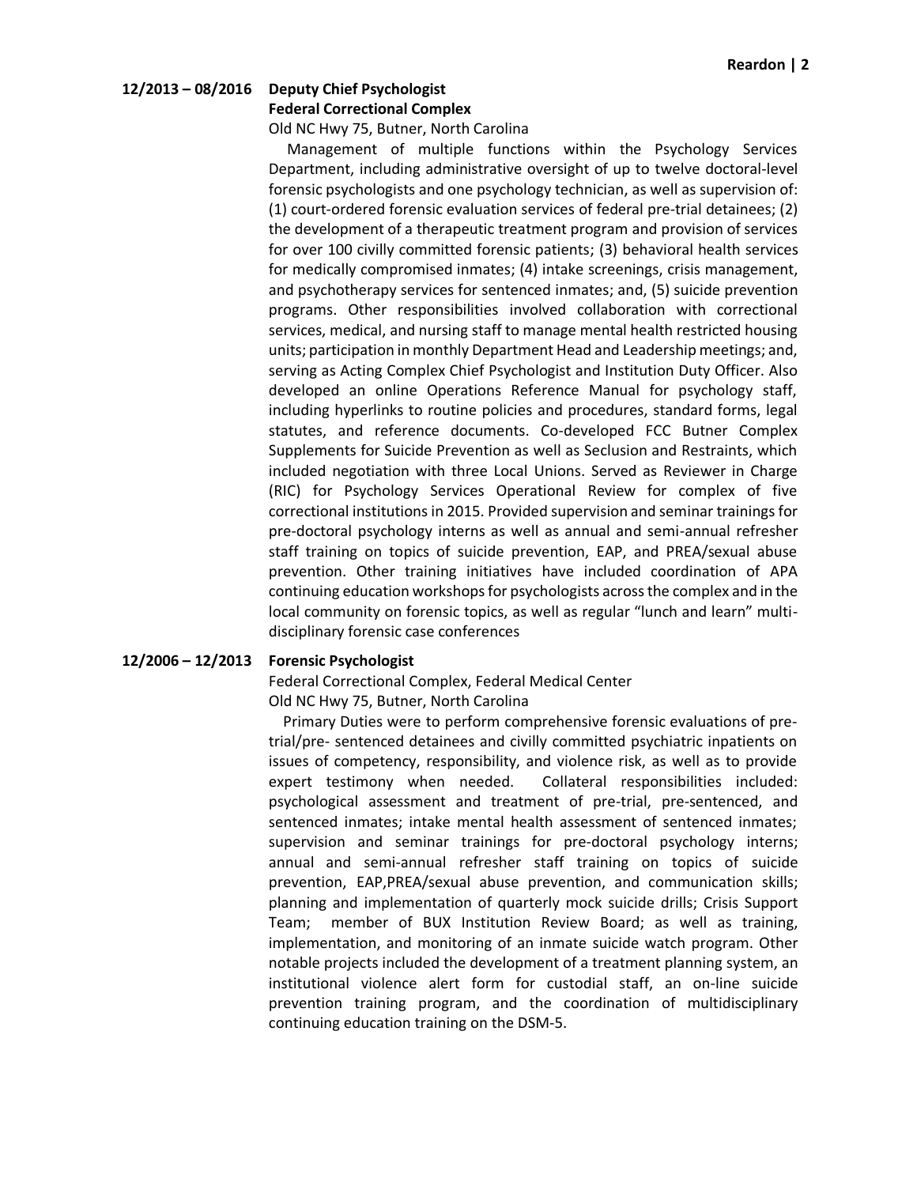**12/2013 – 08/2016 Deputy Chief Psychologist**
**Federal Correctional Complex**
Old NC Hwy 75, Butner, North Carolina

Management of multiple functions within the Psychology Services Department, including administrative oversight of up to twelve doctoral-level forensic psychologists and one psychology technician, as well as supervision of: (1) court-ordered forensic evaluation services of federal pre-trial detainees; (2) the development of a therapeutic treatment program and provision of services for over 100 civilly committed forensic patients; (3) behavioral health services for medically compromised inmates; (4) intake screenings, crisis management, and psychotherapy services for sentenced inmates; and, (5) suicide prevention programs. Other responsibilities involved collaboration with correctional services, medical, and nursing staff to manage mental health restricted housing units; participation in monthly Department Head and Leadership meetings; and, serving as Acting Complex Chief Psychologist and Institution Duty Officer. Also developed an online Operations Reference Manual for psychology staff, including hyperlinks to routine policies and procedures, standard forms, legal statutes, and reference documents. Co-developed FCC Butner Complex Supplements for Suicide Prevention as well as Seclusion and Restraints, which included negotiation with three Local Unions. Served as Reviewer in Charge (RIC) for Psychology Services Operational Review for complex of five correctional institutions in 2015. Provided supervision and seminar trainings for pre-doctoral psychology interns as well as annual and semi-annual refresher staff training on topics of suicide prevention, EAP, and PREA/sexual abuse prevention. Other training initiatives have included coordination of APA continuing education workshops for psychologists across the complex and in the local community on forensic topics, as well as regular "lunch and learn" multi-disciplinary forensic case conferences

**12/2006 – 12/2013 Forensic Psychologist**
Federal Correctional Complex, Federal Medical Center
Old NC Hwy 75, Butner, North Carolina

Primary Duties were to perform comprehensive forensic evaluations of pre-trial/pre- sentenced detainees and civilly committed psychiatric inpatients on issues of competency, responsibility, and violence risk, as well as to provide expert testimony when needed. Collateral responsibilities included: psychological assessment and treatment of pre-trial, pre-sentenced, and sentenced inmates; intake mental health assessment of sentenced inmates; supervision and seminar trainings for pre-doctoral psychology interns; annual and semi-annual refresher staff training on topics of suicide prevention, EAP,PREA/sexual abuse prevention, and communication skills; planning and implementation of quarterly mock suicide drills; Crisis Support Team; member of BUX Institution Review Board; as well as training, implementation, and monitoring of an inmate suicide watch program. Other notable projects included the development of a treatment planning system, an institutional violence alert form for custodial staff, an on-line suicide prevention training program, and the coordination of multidisciplinary continuing education training on the DSM-5.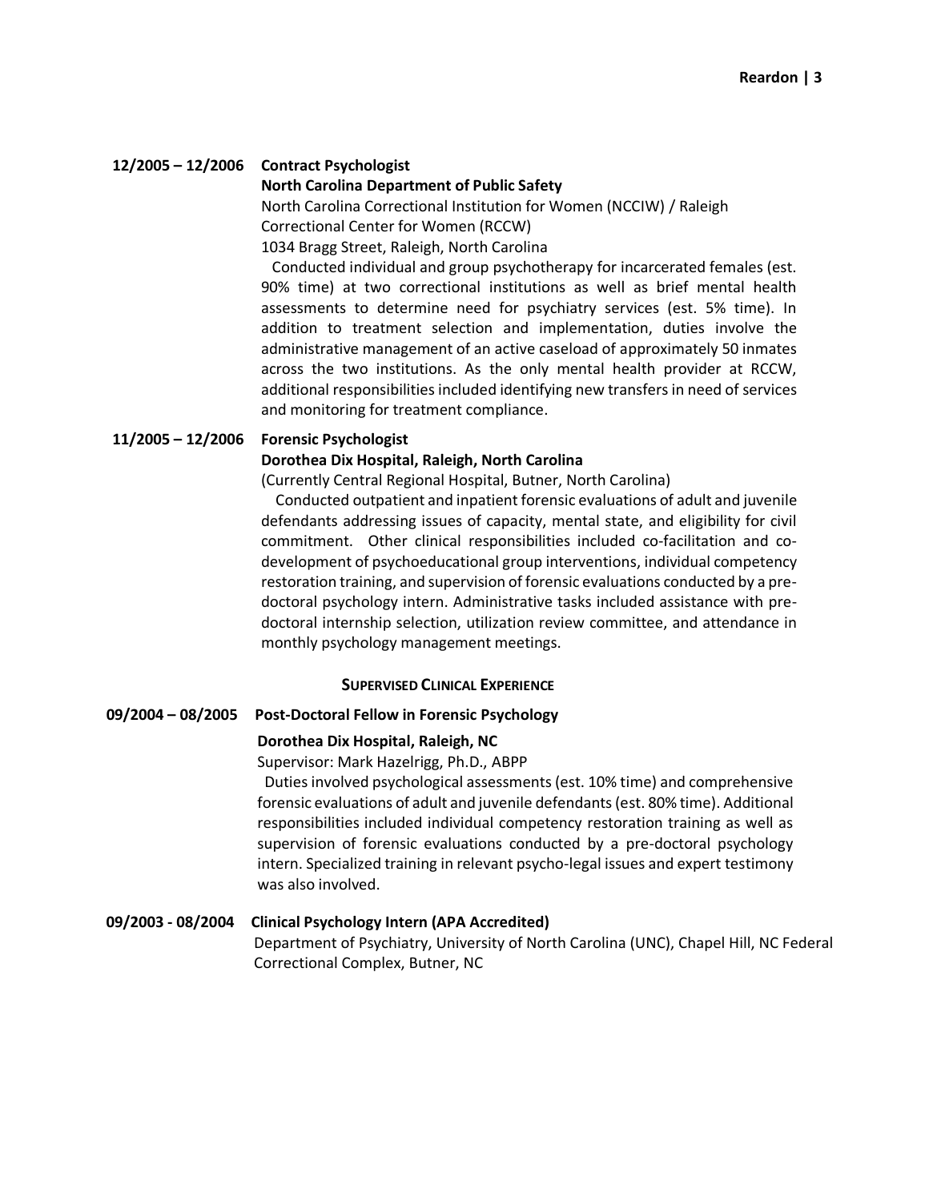**12/2005 – 12/2006** **Contract Psychologist**
**North Carolina Department of Public Safety**
North Carolina Correctional Institution for Women (NCCIW) / Raleigh Correctional Center for Women (RCCW)
1034 Bragg Street, Raleigh, North Carolina

Conducted individual and group psychotherapy for incarcerated females (est. 90% time) at two correctional institutions as well as brief mental health assessments to determine need for psychiatry services (est. 5% time). In addition to treatment selection and implementation, duties involve the administrative management of an active caseload of approximately 50 inmates across the two institutions. As the only mental health provider at RCCW, additional responsibilities included identifying new transfers in need of services and monitoring for treatment compliance.

**11/2005 – 12/2006** **Forensic Psychologist**
**Dorothea Dix Hospital, Raleigh, North Carolina**
(Currently Central Regional Hospital, Butner, North Carolina)

Conducted outpatient and inpatient forensic evaluations of adult and juvenile defendants addressing issues of capacity, mental state, and eligibility for civil commitment. Other clinical responsibilities included co-facilitation and co-development of psychoeducational group interventions, individual competency restoration training, and supervision of forensic evaluations conducted by a pre-doctoral psychology intern. Administrative tasks included assistance with pre-doctoral internship selection, utilization review committee, and attendance in monthly psychology management meetings.

## SUPERVISED CLINICAL EXPERIENCE

**09/2004 – 08/2005** **Post-Doctoral Fellow in Forensic Psychology**
**Dorothea Dix Hospital, Raleigh, NC**
Supervisor: Mark Hazelrigg, Ph.D., ABPP

Duties involved psychological assessments (est. 10% time) and comprehensive forensic evaluations of adult and juvenile defendants (est. 80% time). Additional responsibilities included individual competency restoration training as well as supervision of forensic evaluations conducted by a pre-doctoral psychology intern. Specialized training in relevant psycho-legal issues and expert testimony was also involved.

**09/2003 - 08/2004** **Clinical Psychology Intern (APA Accredited)**
Department of Psychiatry, University of North Carolina (UNC), Chapel Hill, NC Federal Correctional Complex, Butner, NC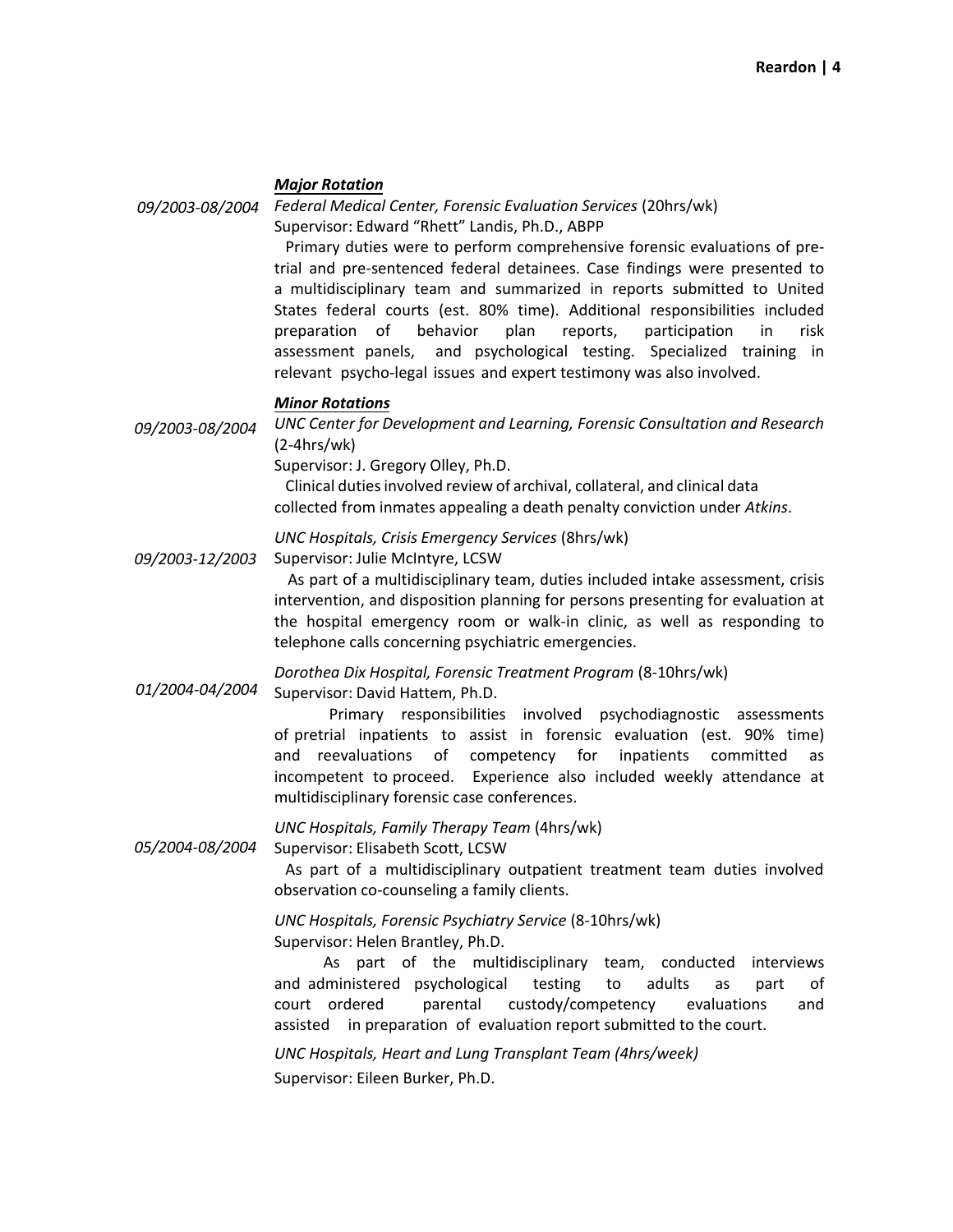***Major Rotation***

09/2003-08/2004 *Federal Medical Center, Forensic Evaluation Services* (20hrs/wk)
Supervisor: Edward "Rhett" Landis, Ph.D., ABPP
Primary duties were to perform comprehensive forensic evaluations of pre-trial and pre-sentenced federal detainees. Case findings were presented to a multidisciplinary team and summarized in reports submitted to United States federal courts (est. 80% time). Additional responsibilities included preparation of behavior plan reports, participation in risk assessment panels, and psychological testing. Specialized training in relevant psycho-legal issues and expert testimony was also involved.

***Minor Rotations***

09/2003-08/2004 *UNC Center for Development and Learning, Forensic Consultation and Research* (2-4hrs/wk)
Supervisor: J. Gregory Olley, Ph.D.
Clinical duties involved review of archival, collateral, and clinical data collected from inmates appealing a death penalty conviction under *Atkins*.

09/2003-12/2003 *UNC Hospitals, Crisis Emergency Services* (8hrs/wk)
Supervisor: Julie McIntyre, LCSW
As part of a multidisciplinary team, duties included intake assessment, crisis intervention, and disposition planning for persons presenting for evaluation at the hospital emergency room or walk-in clinic, as well as responding to telephone calls concerning psychiatric emergencies.

01/2004-04/2004 *Dorothea Dix Hospital, Forensic Treatment Program* (8-10hrs/wk)
Supervisor: David Hattem, Ph.D.
Primary responsibilities involved psychodiagnostic assessments of pretrial inpatients to assist in forensic evaluation (est. 90% time) and reevaluations of competency for inpatients committed as incompetent to proceed. Experience also included weekly attendance at multidisciplinary forensic case conferences.

05/2004-08/2004 *UNC Hospitals, Family Therapy Team* (4hrs/wk)
Supervisor: Elisabeth Scott, LCSW
As part of a multidisciplinary outpatient treatment team duties involved observation co-counseling a family clients.

*UNC Hospitals, Forensic Psychiatry Service* (8-10hrs/wk)
Supervisor: Helen Brantley, Ph.D.
As part of the multidisciplinary team, conducted interviews and administered psychological testing to adults as part of court ordered parental custody/competency evaluations and assisted in preparation of evaluation report submitted to the court.

*UNC Hospitals, Heart and Lung Transplant Team (4hrs/week)*
Supervisor: Eileen Burker, Ph.D.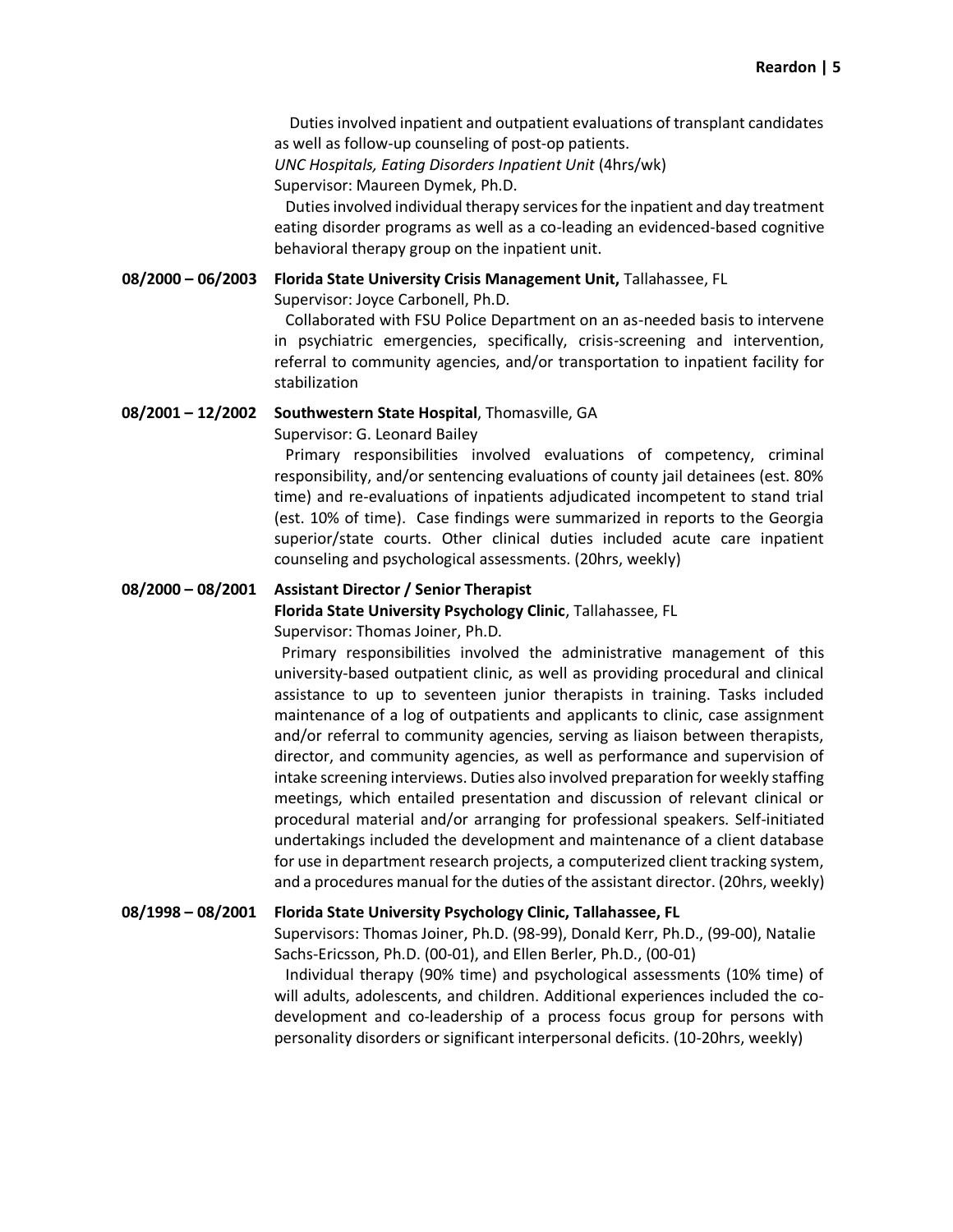Duties involved inpatient and outpatient evaluations of transplant candidates as well as follow-up counseling of post-op patients.
*UNC Hospitals, Eating Disorders Inpatient Unit* (4hrs/wk)
Supervisor: Maureen Dymek, Ph.D.
Duties involved individual therapy services for the inpatient and day treatment eating disorder programs as well as a co-leading an evidenced-based cognitive behavioral therapy group on the inpatient unit.

**08/2000 – 06/2003** **Florida State University Crisis Management Unit,** Tallahassee, FL
Supervisor: Joyce Carbonell, Ph.D.
Collaborated with FSU Police Department on an as-needed basis to intervene in psychiatric emergencies, specifically, crisis-screening and intervention, referral to community agencies, and/or transportation to inpatient facility for stabilization

**08/2001 – 12/2002** **Southwestern State Hospital**, Thomasville, GA
Supervisor: G. Leonard Bailey
Primary responsibilities involved evaluations of competency, criminal responsibility, and/or sentencing evaluations of county jail detainees (est. 80% time) and re-evaluations of inpatients adjudicated incompetent to stand trial (est. 10% of time). Case findings were summarized in reports to the Georgia superior/state courts. Other clinical duties included acute care inpatient counseling and psychological assessments. (20hrs, weekly)

**08/2000 – 08/2001** **Assistant Director / Senior Therapist**
**Florida State University Psychology Clinic**, Tallahassee, FL
Supervisor: Thomas Joiner, Ph.D.
Primary responsibilities involved the administrative management of this university-based outpatient clinic, as well as providing procedural and clinical assistance to up to seventeen junior therapists in training. Tasks included maintenance of a log of outpatients and applicants to clinic, case assignment and/or referral to community agencies, serving as liaison between therapists, director, and community agencies, as well as performance and supervision of intake screening interviews. Duties also involved preparation for weekly staffing meetings, which entailed presentation and discussion of relevant clinical or procedural material and/or arranging for professional speakers. Self-initiated undertakings included the development and maintenance of a client database for use in department research projects, a computerized client tracking system, and a procedures manual for the duties of the assistant director. (20hrs, weekly)

**08/1998 – 08/2001** **Florida State University Psychology Clinic, Tallahassee, FL**
Supervisors: Thomas Joiner, Ph.D. (98-99), Donald Kerr, Ph.D., (99-00), Natalie Sachs-Ericsson, Ph.D. (00-01), and Ellen Berler, Ph.D., (00-01)
Individual therapy (90% time) and psychological assessments (10% time) of will adults, adolescents, and children. Additional experiences included the co-development and co-leadership of a process focus group for persons with personality disorders or significant interpersonal deficits. (10-20hrs, weekly)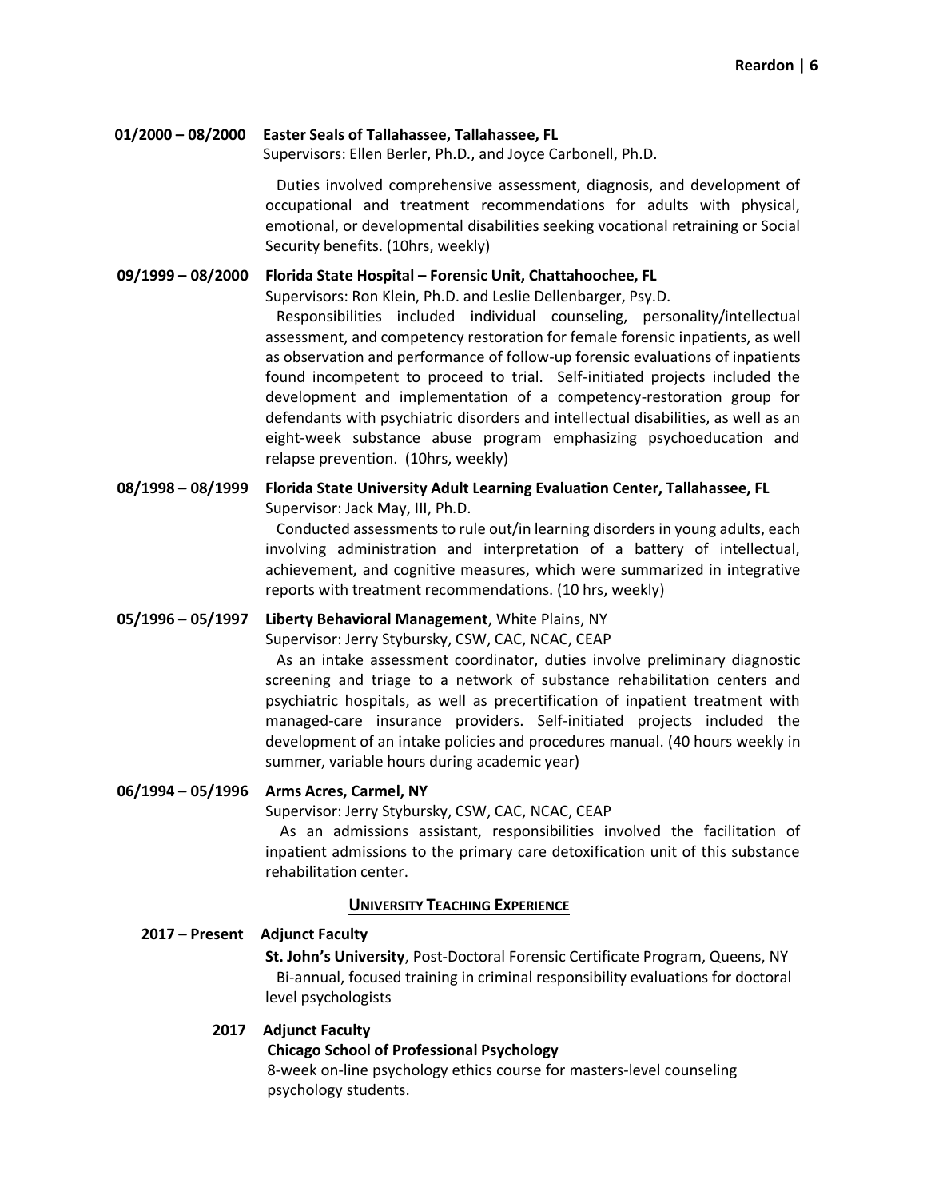**01/2000 – 08/2000** **Easter Seals of Tallahassee, Tallahassee, FL**
Supervisors: Ellen Berler, Ph.D., and Joyce Carbonell, Ph.D.

Duties involved comprehensive assessment, diagnosis, and development of occupational and treatment recommendations for adults with physical, emotional, or developmental disabilities seeking vocational retraining or Social Security benefits. (10hrs, weekly)

**09/1999 – 08/2000** **Florida State Hospital – Forensic Unit, Chattahoochee, FL**
Supervisors: Ron Klein, Ph.D. and Leslie Dellenbarger, Psy.D.

Responsibilities included individual counseling, personality/intellectual assessment, and competency restoration for female forensic inpatients, as well as observation and performance of follow-up forensic evaluations of inpatients found incompetent to proceed to trial. Self-initiated projects included the development and implementation of a competency-restoration group for defendants with psychiatric disorders and intellectual disabilities, as well as an eight-week substance abuse program emphasizing psychoeducation and relapse prevention. (10hrs, weekly)

**08/1998 – 08/1999** **Florida State University Adult Learning Evaluation Center, Tallahassee, FL**
Supervisor: Jack May, III, Ph.D.

Conducted assessments to rule out/in learning disorders in young adults, each involving administration and interpretation of a battery of intellectual, achievement, and cognitive measures, which were summarized in integrative reports with treatment recommendations. (10 hrs, weekly)

**05/1996 – 05/1997** **Liberty Behavioral Management**, White Plains, NY
Supervisor: Jerry Stybursky, CSW, CAC, NCAC, CEAP

As an intake assessment coordinator, duties involve preliminary diagnostic screening and triage to a network of substance rehabilitation centers and psychiatric hospitals, as well as precertification of inpatient treatment with managed-care insurance providers. Self-initiated projects included the development of an intake policies and procedures manual. (40 hours weekly in summer, variable hours during academic year)

**06/1994 – 05/1996** **Arms Acres, Carmel, NY**
Supervisor: Jerry Stybursky, CSW, CAC, NCAC, CEAP

As an admissions assistant, responsibilities involved the facilitation of inpatient admissions to the primary care detoxification unit of this substance rehabilitation center.

## UNIVERSITY TEACHING EXPERIENCE

**2017 – Present** **Adjunct Faculty**
**St. John's University**, Post-Doctoral Forensic Certificate Program, Queens, NY
Bi-annual, focused training in criminal responsibility evaluations for doctoral level psychologists

**2017** **Adjunct Faculty**
**Chicago School of Professional Psychology**
8-week on-line psychology ethics course for masters-level counseling psychology students.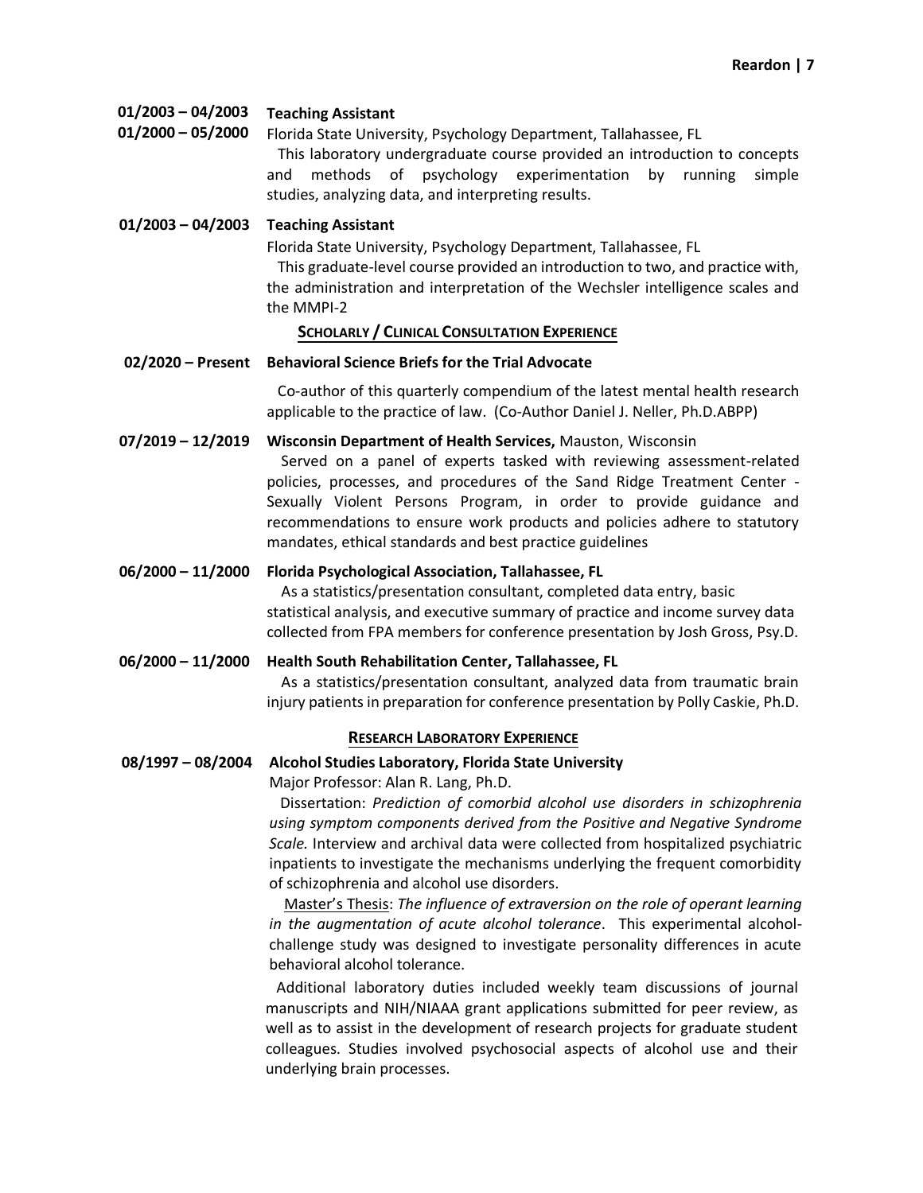**01/2003 – 04/2003**
**01/2000 – 05/2000** **Teaching Assistant**
Florida State University, Psychology Department, Tallahassee, FL
This laboratory undergraduate course provided an introduction to concepts and methods of psychology experimentation by running simple studies, analyzing data, and interpreting results.

**01/2003 – 04/2003** **Teaching Assistant**
Florida State University, Psychology Department, Tallahassee, FL
This graduate-level course provided an introduction to two, and practice with, the administration and interpretation of the Wechsler intelligence scales and the MMPI-2

## Scholarly / Clinical Consultation Experience

**02/2020 – Present** **Behavioral Science Briefs for the Trial Advocate**
Co-author of this quarterly compendium of the latest mental health research applicable to the practice of law. (Co-Author Daniel J. Neller, Ph.D.ABPP)

**07/2019 – 12/2019** **Wisconsin Department of Health Services,** Mauston, Wisconsin
Served on a panel of experts tasked with reviewing assessment-related policies, processes, and procedures of the Sand Ridge Treatment Center - Sexually Violent Persons Program, in order to provide guidance and recommendations to ensure work products and policies adhere to statutory mandates, ethical standards and best practice guidelines

**06/2000 – 11/2000** **Florida Psychological Association, Tallahassee, FL**
As a statistics/presentation consultant, completed data entry, basic statistical analysis, and executive summary of practice and income survey data collected from FPA members for conference presentation by Josh Gross, Psy.D.

**06/2000 – 11/2000** **Health South Rehabilitation Center, Tallahassee, FL**
As a statistics/presentation consultant, analyzed data from traumatic brain injury patients in preparation for conference presentation by Polly Caskie, Ph.D.

## Research Laboratory Experience

**08/1997 – 08/2004** **Alcohol Studies Laboratory, Florida State University**
Major Professor: Alan R. Lang, Ph.D.
Dissertation: *Prediction of comorbid alcohol use disorders in schizophrenia using symptom components derived from the Positive and Negative Syndrome Scale.* Interview and archival data were collected from hospitalized psychiatric inpatients to investigate the mechanisms underlying the frequent comorbidity of schizophrenia and alcohol use disorders.

Master's Thesis: *The influence of extraversion on the role of operant learning in the augmentation of acute alcohol tolerance*. This experimental alcohol-challenge study was designed to investigate personality differences in acute behavioral alcohol tolerance.

Additional laboratory duties included weekly team discussions of journal manuscripts and NIH/NIAAA grant applications submitted for peer review, as well as to assist in the development of research projects for graduate student colleagues. Studies involved psychosocial aspects of alcohol use and their underlying brain processes.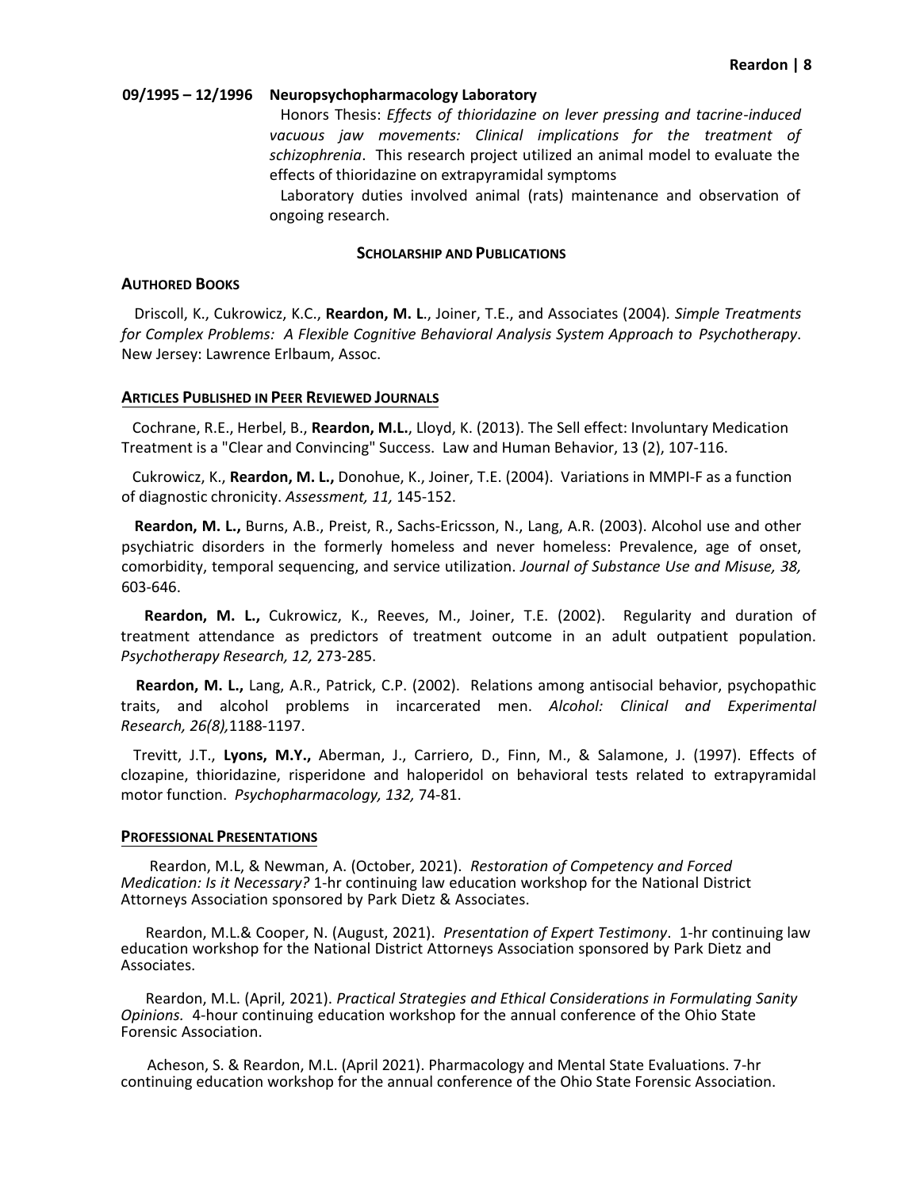**09/1995 – 12/1996 Neuropsychopharmacology Laboratory**

Honors Thesis: *Effects of thioridazine on lever pressing and tacrine-induced vacuous jaw movements: Clinical implications for the treatment of schizophrenia*. This research project utilized an animal model to evaluate the effects of thioridazine on extrapyramidal symptoms

Laboratory duties involved animal (rats) maintenance and observation of ongoing research.

## SCHOLARSHIP AND PUBLICATIONS

### AUTHORED BOOKS

Driscoll, K., Cukrowicz, K.C., **Reardon, M. L**., Joiner, T.E., and Associates (2004). *Simple Treatments for Complex Problems: A Flexible Cognitive Behavioral Analysis System Approach to Psychotherapy*. New Jersey: Lawrence Erlbaum, Assoc.

### ARTICLES PUBLISHED IN PEER REVIEWED JOURNALS

Cochrane, R.E., Herbel, B., **Reardon, M.L.**, Lloyd, K. (2013). The Sell effect: Involuntary Medication Treatment is a "Clear and Convincing" Success. Law and Human Behavior, 13 (2), 107-116.

Cukrowicz, K., **Reardon, M. L.,** Donohue, K., Joiner, T.E. (2004). Variations in MMPI-F as a function of diagnostic chronicity. *Assessment, 11,* 145-152.

**Reardon, M. L.,** Burns, A.B., Preist, R., Sachs-Ericsson, N., Lang, A.R. (2003). Alcohol use and other psychiatric disorders in the formerly homeless and never homeless: Prevalence, age of onset, comorbidity, temporal sequencing, and service utilization. *Journal of Substance Use and Misuse, 38,* 603-646.

**Reardon, M. L.,** Cukrowicz, K., Reeves, M., Joiner, T.E. (2002). Regularity and duration of treatment attendance as predictors of treatment outcome in an adult outpatient population. *Psychotherapy Research, 12,* 273-285.

**Reardon, M. L.,** Lang, A.R., Patrick, C.P. (2002). Relations among antisocial behavior, psychopathic traits, and alcohol problems in incarcerated men. *Alcohol: Clinical and Experimental Research, 26(8),*1188-1197.

Trevitt, J.T., **Lyons, M.Y.,** Aberman, J., Carriero, D., Finn, M., & Salamone, J. (1997). Effects of clozapine, thioridazine, risperidone and haloperidol on behavioral tests related to extrapyramidal motor function. *Psychopharmacology, 132,* 74-81.

### PROFESSIONAL PRESENTATIONS

Reardon, M.L, & Newman, A. (October, 2021). *Restoration of Competency and Forced Medication: Is it Necessary?* 1-hr continuing law education workshop for the National District Attorneys Association sponsored by Park Dietz & Associates.

Reardon, M.L.& Cooper, N. (August, 2021). *Presentation of Expert Testimony*. 1-hr continuing law education workshop for the National District Attorneys Association sponsored by Park Dietz and Associates.

Reardon, M.L. (April, 2021). *Practical Strategies and Ethical Considerations in Formulating Sanity Opinions.* 4-hour continuing education workshop for the annual conference of the Ohio State Forensic Association.

Acheson, S. & Reardon, M.L. (April 2021). Pharmacology and Mental State Evaluations. 7-hr continuing education workshop for the annual conference of the Ohio State Forensic Association.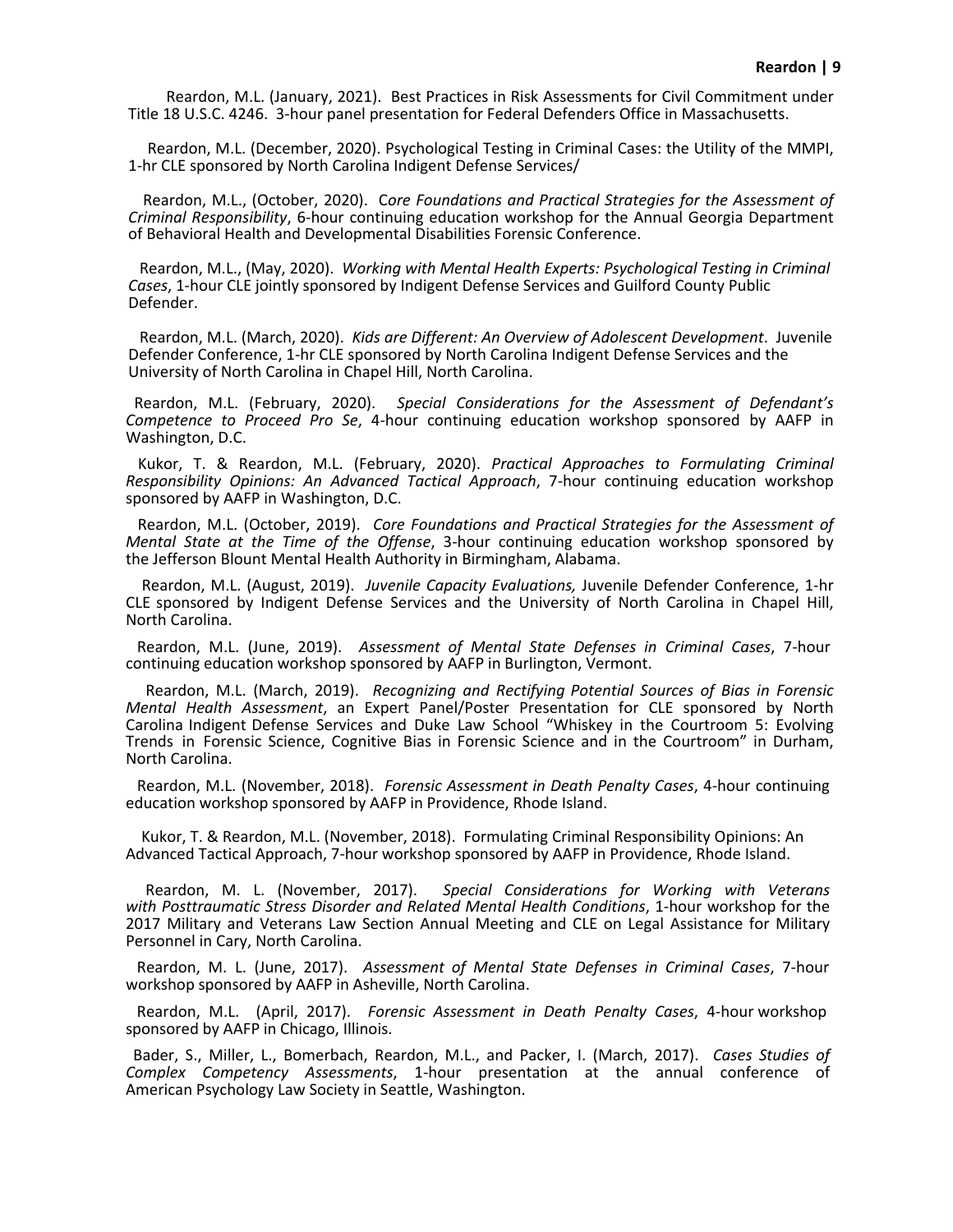Reardon, M.L. (January, 2021). Best Practices in Risk Assessments for Civil Commitment under Title 18 U.S.C. 4246. 3-hour panel presentation for Federal Defenders Office in Massachusetts.

Reardon, M.L. (December, 2020). Psychological Testing in Criminal Cases: the Utility of the MMPI, 1-hr CLE sponsored by North Carolina Indigent Defense Services/

Reardon, M.L., (October, 2020). C*ore Foundations and Practical Strategies for the Assessment of Criminal Responsibility*, 6-hour continuing education workshop for the Annual Georgia Department of Behavioral Health and Developmental Disabilities Forensic Conference.

Reardon, M.L., (May, 2020). *Working with Mental Health Experts: Psychological Testing in Criminal Cases*, 1-hour CLE jointly sponsored by Indigent Defense Services and Guilford County Public Defender.

Reardon, M.L. (March, 2020). *Kids are Different: An Overview of Adolescent Development*. Juvenile Defender Conference, 1-hr CLE sponsored by North Carolina Indigent Defense Services and the University of North Carolina in Chapel Hill, North Carolina.

Reardon, M.L. (February, 2020). *Special Considerations for the Assessment of Defendant's Competence to Proceed Pro Se*, 4-hour continuing education workshop sponsored by AAFP in Washington, D.C.

Kukor, T. & Reardon, M.L. (February, 2020). *Practical Approaches to Formulating Criminal Responsibility Opinions: An Advanced Tactical Approach*, 7-hour continuing education workshop sponsored by AAFP in Washington, D.C.

Reardon, M.L. (October, 2019). *Core Foundations and Practical Strategies for the Assessment of Mental State at the Time of the Offense*, 3-hour continuing education workshop sponsored by the Jefferson Blount Mental Health Authority in Birmingham, Alabama.

Reardon, M.L. (August, 2019). *Juvenile Capacity Evaluations,* Juvenile Defender Conference, 1-hr CLE sponsored by Indigent Defense Services and the University of North Carolina in Chapel Hill, North Carolina.

Reardon, M.L. (June, 2019). *Assessment of Mental State Defenses in Criminal Cases*, 7-hour continuing education workshop sponsored by AAFP in Burlington, Vermont.

Reardon, M.L. (March, 2019). *Recognizing and Rectifying Potential Sources of Bias in Forensic Mental Health Assessment*, an Expert Panel/Poster Presentation for CLE sponsored by North Carolina Indigent Defense Services and Duke Law School "Whiskey in the Courtroom 5: Evolving Trends in Forensic Science, Cognitive Bias in Forensic Science and in the Courtroom" in Durham, North Carolina.

Reardon, M.L. (November, 2018). *Forensic Assessment in Death Penalty Cases*, 4-hour continuing education workshop sponsored by AAFP in Providence, Rhode Island.

Kukor, T. & Reardon, M.L. (November, 2018). Formulating Criminal Responsibility Opinions: An Advanced Tactical Approach, 7-hour workshop sponsored by AAFP in Providence, Rhode Island.

Reardon, M. L. (November, 2017). *Special Considerations for Working with Veterans with Posttraumatic Stress Disorder and Related Mental Health Conditions*, 1-hour workshop for the 2017 Military and Veterans Law Section Annual Meeting and CLE on Legal Assistance for Military Personnel in Cary, North Carolina.

Reardon, M. L. (June, 2017). *Assessment of Mental State Defenses in Criminal Cases*, 7-hour workshop sponsored by AAFP in Asheville, North Carolina.

Reardon, M.L. (April, 2017). *Forensic Assessment in Death Penalty Cases*, 4-hour workshop sponsored by AAFP in Chicago, Illinois.

Bader, S., Miller, L., Bomerbach, Reardon, M.L., and Packer, I. (March, 2017). *Cases Studies of Complex Competency Assessments*, 1-hour presentation at the annual conference of American Psychology Law Society in Seattle, Washington.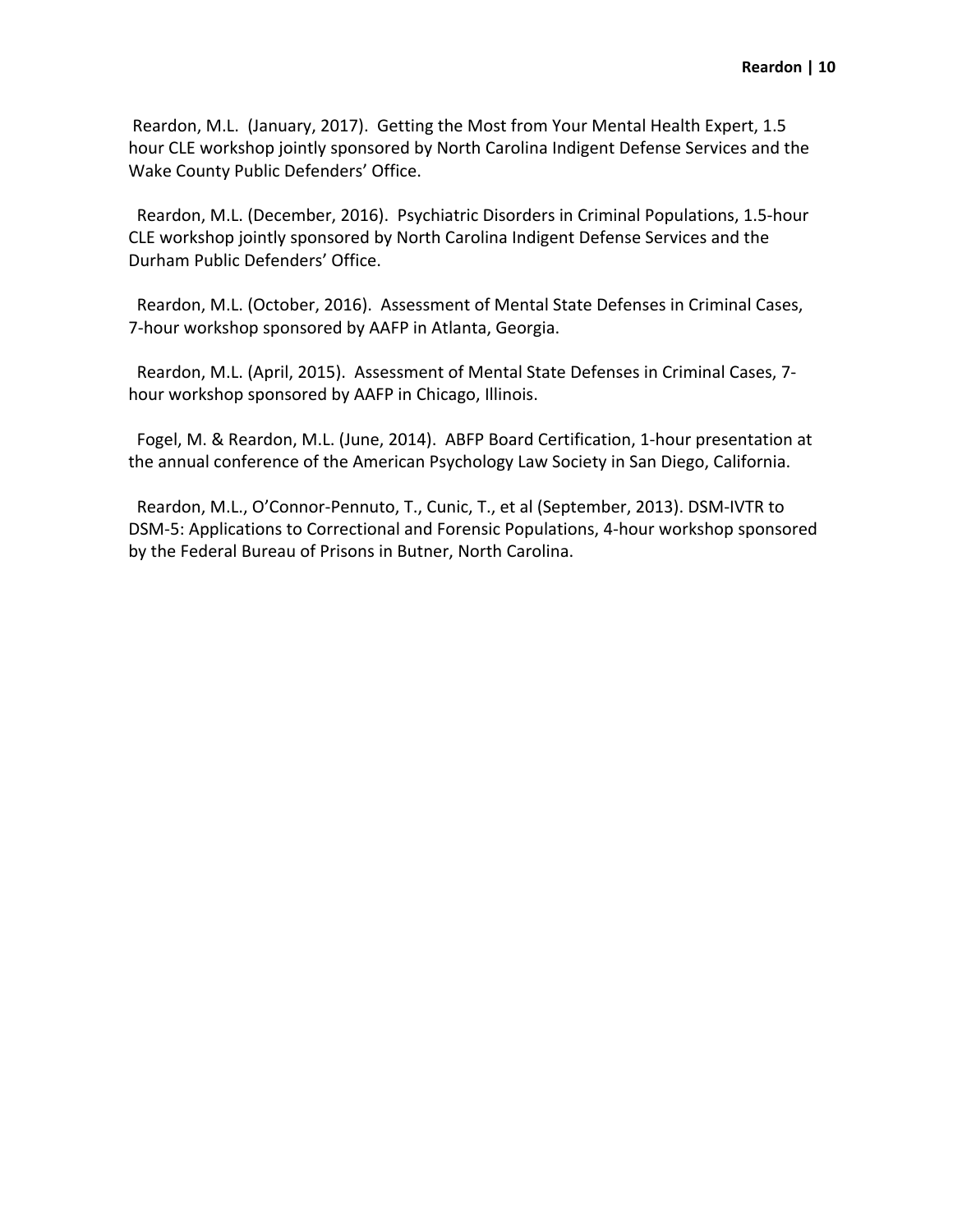Reardon, M.L. (January, 2017). Getting the Most from Your Mental Health Expert, 1.5 hour CLE workshop jointly sponsored by North Carolina Indigent Defense Services and the Wake County Public Defenders' Office.

Reardon, M.L. (December, 2016). Psychiatric Disorders in Criminal Populations, 1.5-hour CLE workshop jointly sponsored by North Carolina Indigent Defense Services and the Durham Public Defenders' Office.

Reardon, M.L. (October, 2016). Assessment of Mental State Defenses in Criminal Cases, 7-hour workshop sponsored by AAFP in Atlanta, Georgia.

Reardon, M.L. (April, 2015). Assessment of Mental State Defenses in Criminal Cases, 7-hour workshop sponsored by AAFP in Chicago, Illinois.

Fogel, M. & Reardon, M.L. (June, 2014). ABFP Board Certification, 1-hour presentation at the annual conference of the American Psychology Law Society in San Diego, California.

Reardon, M.L., O'Connor-Pennuto, T., Cunic, T., et al (September, 2013). DSM-IVTR to DSM-5: Applications to Correctional and Forensic Populations, 4-hour workshop sponsored by the Federal Bureau of Prisons in Butner, North Carolina.